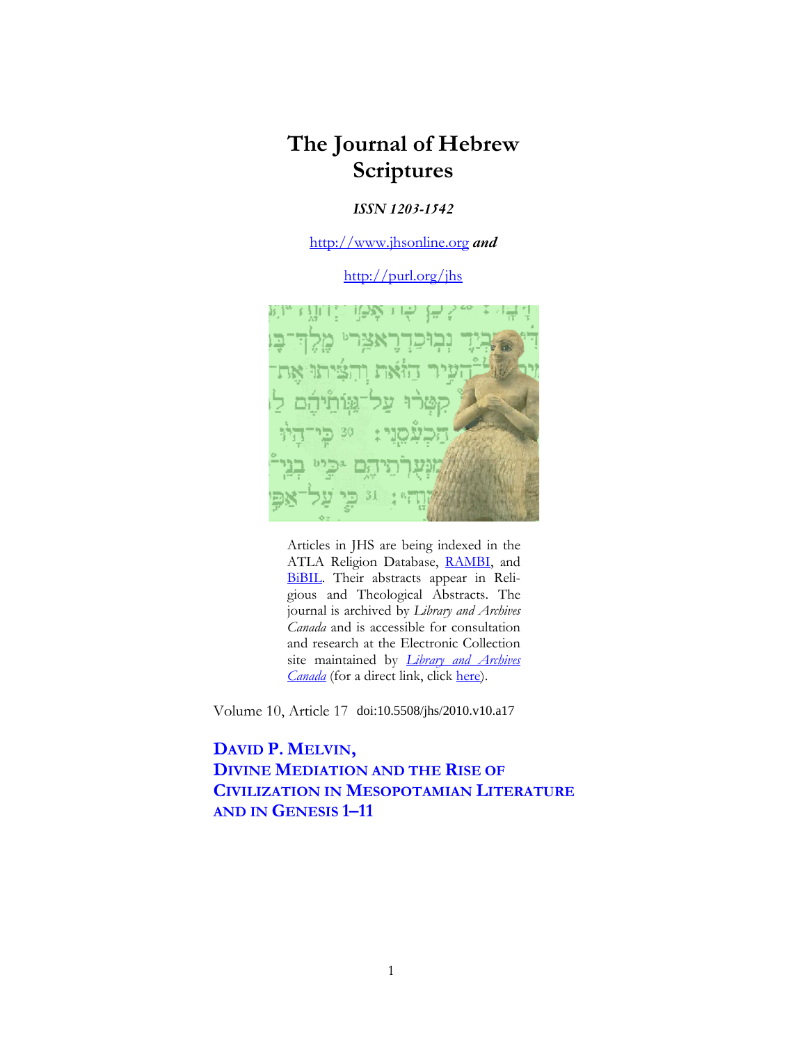# The Journal of Hebrew Scriptures

***ISSN 1203-1542***

http://www.jhsonline.org ***and***

http://purl.org/jhs

Articles in JHS are being indexed in the ATLA Religion Database, RAMBI, and BiBIL. Their abstracts appear in Religious and Theological Abstracts. The journal is archived by *Library and Archives Canada* and is accessible for consultation and research at the Electronic Collection site maintained by *Library and Archives Canada* (for a direct link, click here).

Volume 10, Article 17 doi:10.5508/jhs/2010.v10.a17

## DAVID P. MELVIN, DIVINE MEDIATION AND THE RISE OF CIVILIZATION IN MESOPOTAMIAN LITERATURE AND IN GENESIS 1–11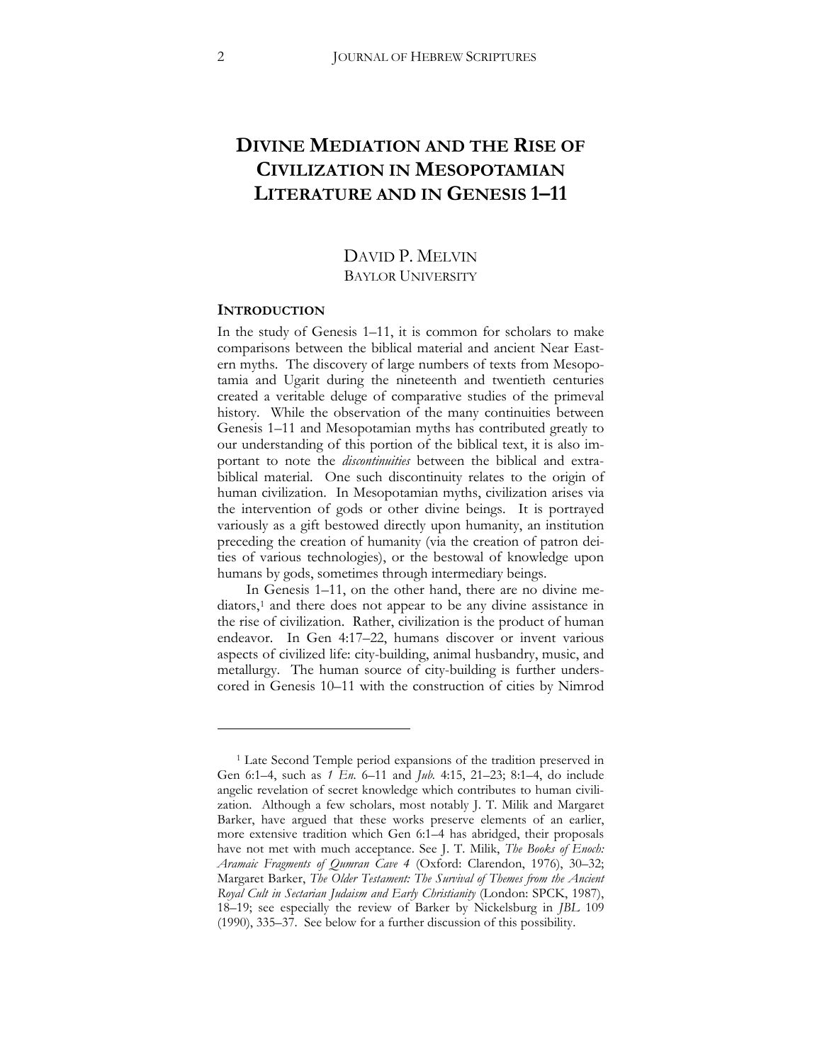# DIVINE MEDIATION AND THE RISE OF CIVILIZATION IN MESOPOTAMIAN LITERATURE AND IN GENESIS 1–11

DAVID P. MELVIN
BAYLOR UNIVERSITY

## INTRODUCTION

In the study of Genesis 1–11, it is common for scholars to make comparisons between the biblical material and ancient Near Eastern myths. The discovery of large numbers of texts from Mesopotamia and Ugarit during the nineteenth and twentieth centuries created a veritable deluge of comparative studies of the primeval history. While the observation of the many continuities between Genesis 1–11 and Mesopotamian myths has contributed greatly to our understanding of this portion of the biblical text, it is also important to note the *discontinuities* between the biblical and extra-biblical material. One such discontinuity relates to the origin of human civilization. In Mesopotamian myths, civilization arises via the intervention of gods or other divine beings. It is portrayed variously as a gift bestowed directly upon humanity, an institution preceding the creation of humanity (via the creation of patron deities of various technologies), or the bestowal of knowledge upon humans by gods, sometimes through intermediary beings.

In Genesis 1–11, on the other hand, there are no divine mediators,[1] and there does not appear to be any divine assistance in the rise of civilization. Rather, civilization is the product of human endeavor. In Gen 4:17–22, humans discover or invent various aspects of civilized life: city-building, animal husbandry, music, and metallurgy. The human source of city-building is further underscored in Genesis 10–11 with the construction of cities by Nimrod

[1] Late Second Temple period expansions of the tradition preserved in Gen 6:1–4, such as *1 En.* 6–11 and *Jub.* 4:15, 21–23; 8:1–4, do include angelic revelation of secret knowledge which contributes to human civilization. Although a few scholars, most notably J. T. Milik and Margaret Barker, have argued that these works preserve elements of an earlier, more extensive tradition which Gen 6:1–4 has abridged, their proposals have not met with much acceptance. See J. T. Milik, *The Books of Enoch: Aramaic Fragments of Qumran Cave 4* (Oxford: Clarendon, 1976), 30–32; Margaret Barker, *The Older Testament: The Survival of Themes from the Ancient Royal Cult in Sectarian Judaism and Early Christianity* (London: SPCK, 1987), 18–19; see especially the review of Barker by Nickelsburg in *JBL* 109 (1990), 335–37. See below for a further discussion of this possibility.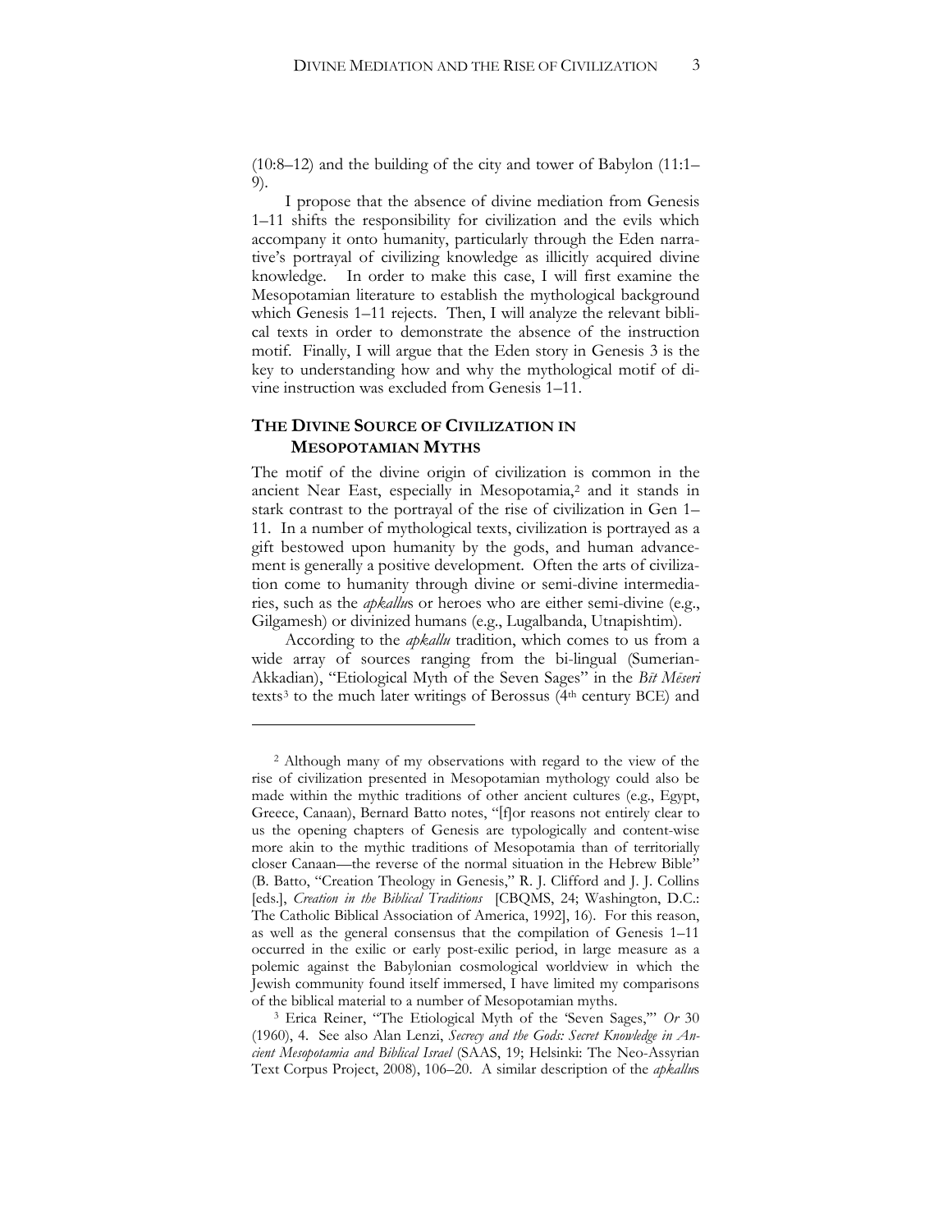(10:8–12) and the building of the city and tower of Babylon (11:1–9).

I propose that the absence of divine mediation from Genesis 1–11 shifts the responsibility for civilization and the evils which accompany it onto humanity, particularly through the Eden narrative's portrayal of civilizing knowledge as illicitly acquired divine knowledge. In order to make this case, I will first examine the Mesopotamian literature to establish the mythological background which Genesis 1–11 rejects. Then, I will analyze the relevant biblical texts in order to demonstrate the absence of the instruction motif. Finally, I will argue that the Eden story in Genesis 3 is the key to understanding how and why the mythological motif of divine instruction was excluded from Genesis 1–11.

## THE DIVINE SOURCE OF CIVILIZATION IN MESOPOTAMIAN MYTHS

The motif of the divine origin of civilization is common in the ancient Near East, especially in Mesopotamia,[2] and it stands in stark contrast to the portrayal of the rise of civilization in Gen 1–11. In a number of mythological texts, civilization is portrayed as a gift bestowed upon humanity by the gods, and human advancement is generally a positive development. Often the arts of civilization come to humanity through divine or semi-divine intermediaries, such as the *apkallu*s or heroes who are either semi-divine (e.g., Gilgamesh) or divinized humans (e.g., Lugalbanda, Utnapishtim).

According to the *apkallu* tradition, which comes to us from a wide array of sources ranging from the bi-lingual (Sumerian-Akkadian), "Etiological Myth of the Seven Sages" in the *Bīt Mēseri* texts[3] to the much later writings of Berossus (4th century BCE) and

---

[2] Although many of my observations with regard to the view of the rise of civilization presented in Mesopotamian mythology could also be made within the mythic traditions of other ancient cultures (e.g., Egypt, Greece, Canaan), Bernard Batto notes, "[f]or reasons not entirely clear to us the opening chapters of Genesis are typologically and content-wise more akin to the mythic traditions of Mesopotamia than of territorially closer Canaan—the reverse of the normal situation in the Hebrew Bible" (B. Batto, "Creation Theology in Genesis," R. J. Clifford and J. J. Collins [eds.], *Creation in the Biblical Traditions* [CBQMS, 24; Washington, D.C.: The Catholic Biblical Association of America, 1992], 16). For this reason, as well as the general consensus that the compilation of Genesis 1–11 occurred in the exilic or early post-exilic period, in large measure as a polemic against the Babylonian cosmological worldview in which the Jewish community found itself immersed, I have limited my comparisons of the biblical material to a number of Mesopotamian myths.

[3] Erica Reiner, "The Etiological Myth of the 'Seven Sages,'" *Or* 30 (1960), 4. See also Alan Lenzi, *Secrecy and the Gods: Secret Knowledge in Ancient Mesopotamia and Biblical Israel* (SAAS, 19; Helsinki: The Neo-Assyrian Text Corpus Project, 2008), 106–20. A similar description of the *apkallu*s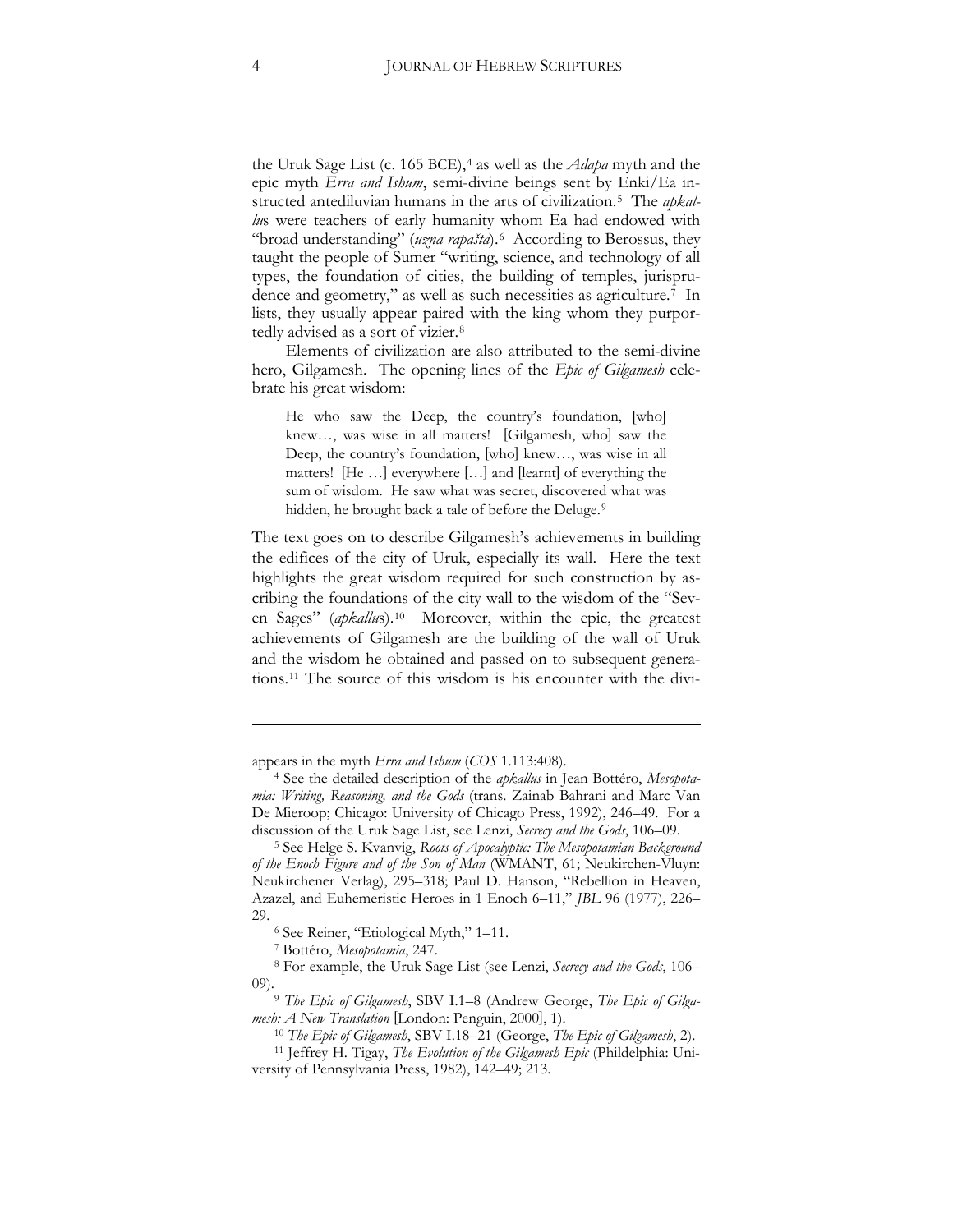the Uruk Sage List (c. 165 BCE),[4] as well as the *Adapa* myth and the epic myth *Erra and Ishum*, semi-divine beings sent by Enki/Ea instructed antediluvian humans in the arts of civilization.[5] The *apkallu*s were teachers of early humanity whom Ea had endowed with "broad understanding" (*uzna rapašta*).[6] According to Berossus, they taught the people of Sumer "writing, science, and technology of all types, the foundation of cities, the building of temples, jurisprudence and geometry," as well as such necessities as agriculture.[7] In lists, they usually appear paired with the king whom they purportedly advised as a sort of vizier.[8]

Elements of civilization are also attributed to the semi-divine hero, Gilgamesh. The opening lines of the *Epic of Gilgamesh* celebrate his great wisdom:

> He who saw the Deep, the country's foundation, [who] knew…, was wise in all matters! [Gilgamesh, who] saw the Deep, the country's foundation, [who] knew…, was wise in all matters! [He …] everywhere […] and [learnt] of everything the sum of wisdom. He saw what was secret, discovered what was hidden, he brought back a tale of before the Deluge.[9]

The text goes on to describe Gilgamesh's achievements in building the edifices of the city of Uruk, especially its wall. Here the text highlights the great wisdom required for such construction by ascribing the foundations of the city wall to the wisdom of the "Seven Sages" (*apkallu*s).[10] Moreover, within the epic, the greatest achievements of Gilgamesh are the building of the wall of Uruk and the wisdom he obtained and passed on to subsequent generations.[11] The source of this wisdom is his encounter with the divi-

---

appears in the myth *Erra and Ishum* (*COS* 1.113:408).

[4] See the detailed description of the *apkallus* in Jean Bottéro, *Mesopotamia: Writing, Reasoning, and the Gods* (trans. Zainab Bahrani and Marc Van De Mieroop; Chicago: University of Chicago Press, 1992), 246–49. For a discussion of the Uruk Sage List, see Lenzi, *Secrecy and the Gods*, 106–09.

[5] See Helge S. Kvanvig, *Roots of Apocalyptic: The Mesopotamian Background of the Enoch Figure and of the Son of Man* (WMANT, 61; Neukirchen-Vluyn: Neukirchener Verlag), 295–318; Paul D. Hanson, "Rebellion in Heaven, Azazel, and Euhemeristic Heroes in 1 Enoch 6–11," *JBL* 96 (1977), 226–29.

[6] See Reiner, "Etiological Myth," 1–11.

[7] Bottéro, *Mesopotamia*, 247.

[8] For example, the Uruk Sage List (see Lenzi, *Secrecy and the Gods*, 106–09).

[9] *The Epic of Gilgamesh*, SBV I.1–8 (Andrew George, *The Epic of Gilgamesh: A New Translation* [London: Penguin, 2000], 1).

[10] *The Epic of Gilgamesh*, SBV I.18–21 (George, *The Epic of Gilgamesh*, 2).

[11] Jeffrey H. Tigay, *The Evolution of the Gilgamesh Epic* (Phildelphia: University of Pennsylvania Press, 1982), 142–49; 213.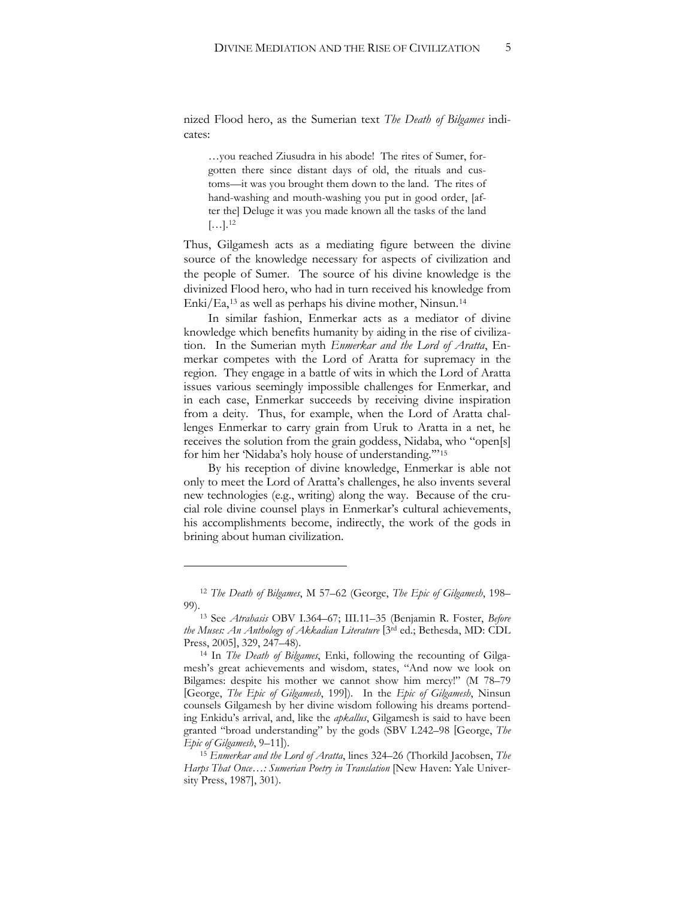nized Flood hero, as the Sumerian text *The Death of Bilgames* indicates:

> …you reached Ziusudra in his abode! The rites of Sumer, forgotten there since distant days of old, the rituals and customs—it was you brought them down to the land. The rites of hand-washing and mouth-washing you put in good order, [after the] Deluge it was you made known all the tasks of the land […].[12]

Thus, Gilgamesh acts as a mediating figure between the divine source of the knowledge necessary for aspects of civilization and the people of Sumer. The source of his divine knowledge is the divinized Flood hero, who had in turn received his knowledge from Enki/Ea,[13] as well as perhaps his divine mother, Ninsun.[14]

In similar fashion, Enmerkar acts as a mediator of divine knowledge which benefits humanity by aiding in the rise of civilization. In the Sumerian myth *Enmerkar and the Lord of Aratta*, Enmerkar competes with the Lord of Aratta for supremacy in the region. They engage in a battle of wits in which the Lord of Aratta issues various seemingly impossible challenges for Enmerkar, and in each case, Enmerkar succeeds by receiving divine inspiration from a deity. Thus, for example, when the Lord of Aratta challenges Enmerkar to carry grain from Uruk to Aratta in a net, he receives the solution from the grain goddess, Nidaba, who "open[s] for him her 'Nidaba's holy house of understanding.'"[15]

By his reception of divine knowledge, Enmerkar is able not only to meet the Lord of Aratta's challenges, he also invents several new technologies (e.g., writing) along the way. Because of the crucial role divine counsel plays in Enmerkar's cultural achievements, his accomplishments become, indirectly, the work of the gods in brining about human civilization.

---

[12] *The Death of Bilgames*, M 57–62 (George, *The Epic of Gilgamesh*, 198–99).

[13] See *Atrahasis* OBV I.364–67; III.11–35 (Benjamin R. Foster, *Before the Muses: An Anthology of Akkadian Literature* [3rd ed.; Bethesda, MD: CDL Press, 2005], 329, 247–48).

[14] In *The Death of Bilgames*, Enki, following the recounting of Gilgamesh's great achievements and wisdom, states, "And now we look on Bilgames: despite his mother we cannot show him mercy!" (M 78–79 [George, *The Epic of Gilgamesh*, 199]). In the *Epic of Gilgamesh*, Ninsun counsels Gilgamesh by her divine wisdom following his dreams portending Enkidu's arrival, and, like the *apkallus*, Gilgamesh is said to have been granted "broad understanding" by the gods (SBV I.242–98 [George, *The Epic of Gilgamesh*, 9–11]).

[15] *Enmerkar and the Lord of Aratta*, lines 324–26 (Thorkild Jacobsen, *The Harps That Once…: Sumerian Poetry in Translation* [New Haven: Yale University Press, 1987], 301).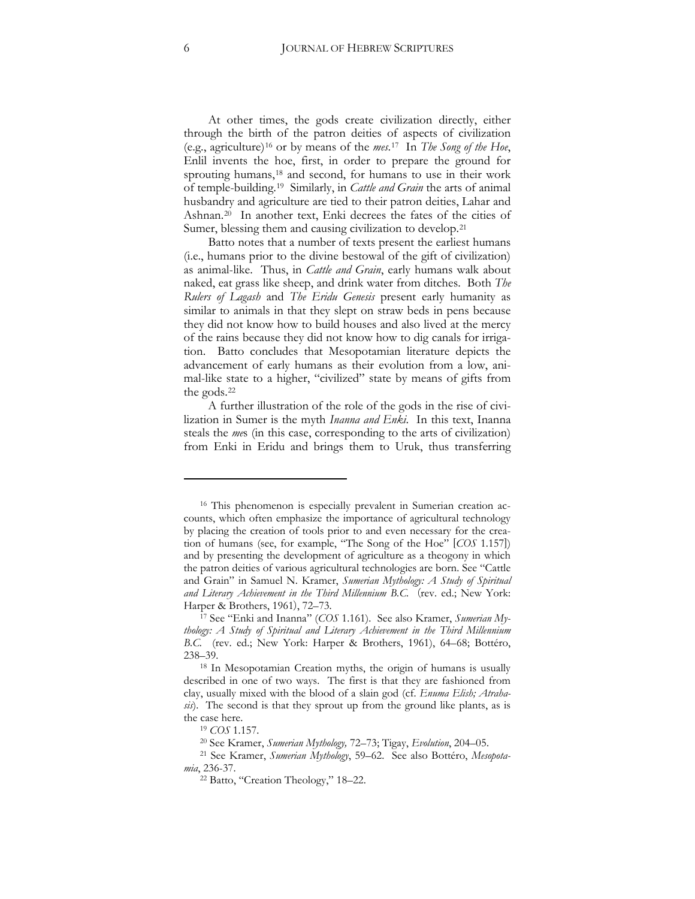At other times, the gods create civilization directly, either through the birth of the patron deities of aspects of civilization (e.g., agriculture)[16] or by means of the *mes*.[17] In *The Song of the Hoe*, Enlil invents the hoe, first, in order to prepare the ground for sprouting humans,[18] and second, for humans to use in their work of temple-building.[19] Similarly, in *Cattle and Grain* the arts of animal husbandry and agriculture are tied to their patron deities, Lahar and Ashnan.[20] In another text, Enki decrees the fates of the cities of Sumer, blessing them and causing civilization to develop.[21]

Batto notes that a number of texts present the earliest humans (i.e., humans prior to the divine bestowal of the gift of civilization) as animal-like. Thus, in *Cattle and Grain*, early humans walk about naked, eat grass like sheep, and drink water from ditches. Both *The Rulers of Lagash* and *The Eridu Genesis* present early humanity as similar to animals in that they slept on straw beds in pens because they did not know how to build houses and also lived at the mercy of the rains because they did not know how to dig canals for irrigation. Batto concludes that Mesopotamian literature depicts the advancement of early humans as their evolution from a low, animal-like state to a higher, "civilized" state by means of gifts from the gods.[22]

A further illustration of the role of the gods in the rise of civilization in Sumer is the myth *Inanna and Enki*. In this text, Inanna steals the *me*s (in this case, corresponding to the arts of civilization) from Enki in Eridu and brings them to Uruk, thus transferring

---

[16] This phenomenon is especially prevalent in Sumerian creation accounts, which often emphasize the importance of agricultural technology by placing the creation of tools prior to and even necessary for the creation of humans (see, for example, "The Song of the Hoe" [*COS* 1.157]) and by presenting the development of agriculture as a theogony in which the patron deities of various agricultural technologies are born. See "Cattle and Grain" in Samuel N. Kramer, *Sumerian Mythology: A Study of Spiritual and Literary Achievement in the Third Millennium B.C.* (rev. ed.; New York: Harper & Brothers, 1961), 72–73.

[17] See "Enki and Inanna" (*COS* 1.161). See also Kramer, *Sumerian Mythology: A Study of Spiritual and Literary Achievement in the Third Millennium B.C.* (rev. ed.; New York: Harper & Brothers, 1961), 64–68; Bottéro, 238–39.

[18] In Mesopotamian Creation myths, the origin of humans is usually described in one of two ways. The first is that they are fashioned from clay, usually mixed with the blood of a slain god (cf. *Enuma Elish; Atrahasis*). The second is that they sprout up from the ground like plants, as is the case here.

[19] *COS* 1.157.

[20] See Kramer, *Sumerian Mythology,* 72–73; Tigay, *Evolution*, 204–05.

[21] See Kramer, *Sumerian Mythology*, 59–62. See also Bottéro, *Mesopotamia*, 236-37.

[22] Batto, "Creation Theology," 18–22.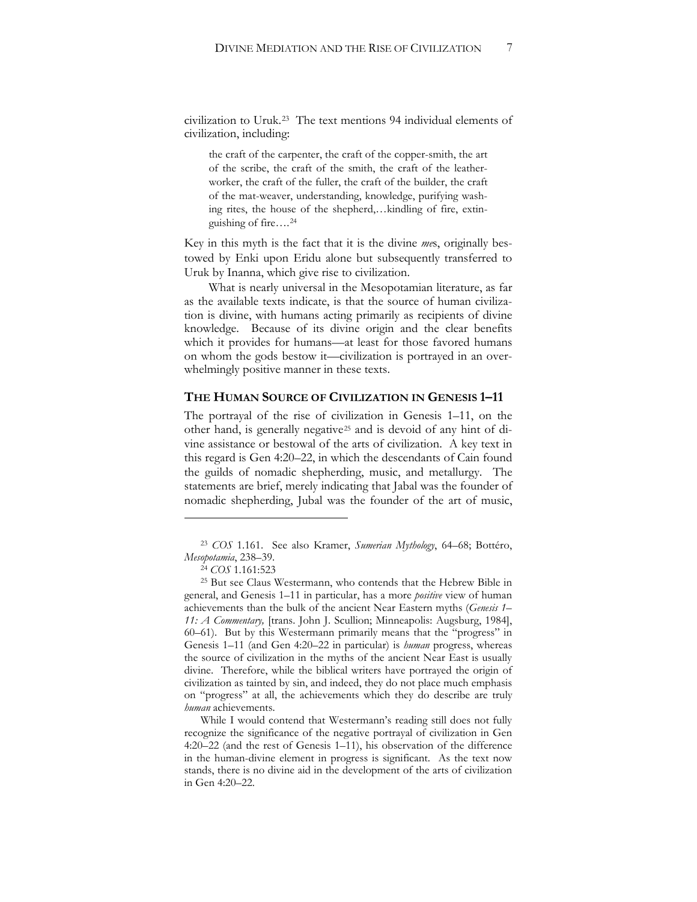civilization to Uruk.[23] The text mentions 94 individual elements of civilization, including:

> the craft of the carpenter, the craft of the copper-smith, the art of the scribe, the craft of the smith, the craft of the leather-worker, the craft of the fuller, the craft of the builder, the craft of the mat-weaver, understanding, knowledge, purifying washing rites, the house of the shepherd,…kindling of fire, extinguishing of fire….[24]

Key in this myth is the fact that it is the divine *me*s, originally bestowed by Enki upon Eridu alone but subsequently transferred to Uruk by Inanna, which give rise to civilization.

What is nearly universal in the Mesopotamian literature, as far as the available texts indicate, is that the source of human civilization is divine, with humans acting primarily as recipients of divine knowledge. Because of its divine origin and the clear benefits which it provides for humans—at least for those favored humans on whom the gods bestow it—civilization is portrayed in an overwhelmingly positive manner in these texts.

## THE HUMAN SOURCE OF CIVILIZATION IN GENESIS 1–11

The portrayal of the rise of civilization in Genesis 1–11, on the other hand, is generally negative[25] and is devoid of any hint of divine assistance or bestowal of the arts of civilization. A key text in this regard is Gen 4:20–22, in which the descendants of Cain found the guilds of nomadic shepherding, music, and metallurgy. The statements are brief, merely indicating that Jabal was the founder of nomadic shepherding, Jubal was the founder of the art of music,

---

[23] *COS* 1.161. See also Kramer, *Sumerian Mythology*, 64–68; Bottéro, *Mesopotamia*, 238–39.

[24] *COS* 1.161:523

[25] But see Claus Westermann, who contends that the Hebrew Bible in general, and Genesis 1–11 in particular, has a more *positive* view of human achievements than the bulk of the ancient Near Eastern myths (*Genesis 1–11: A Commentary,* [trans. John J. Scullion; Minneapolis: Augsburg, 1984], 60–61). But by this Westermann primarily means that the "progress" in Genesis 1–11 (and Gen 4:20–22 in particular) is *human* progress, whereas the source of civilization in the myths of the ancient Near East is usually divine. Therefore, while the biblical writers have portrayed the origin of civilization as tainted by sin, and indeed, they do not place much emphasis on "progress" at all, the achievements which they do describe are truly *human* achievements.

While I would contend that Westermann's reading still does not fully recognize the significance of the negative portrayal of civilization in Gen 4:20–22 (and the rest of Genesis 1–11), his observation of the difference in the human-divine element in progress is significant. As the text now stands, there is no divine aid in the development of the arts of civilization in Gen 4:20–22.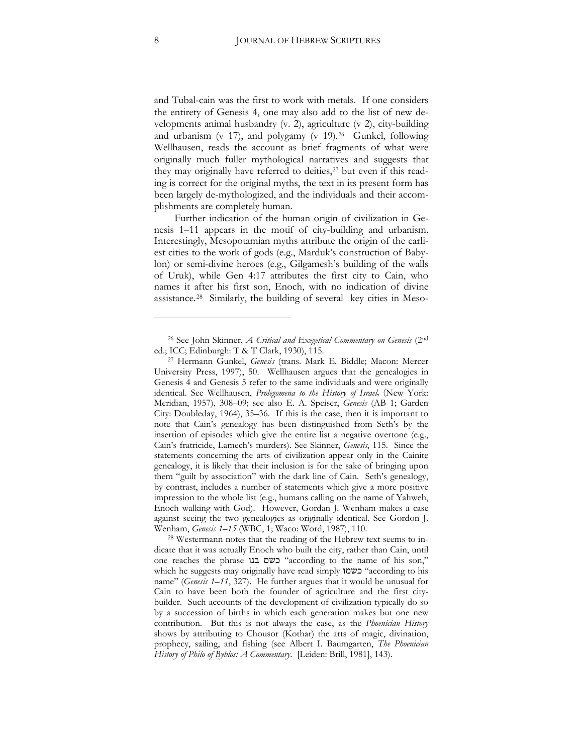and Tubal-cain was the first to work with metals. If one considers the entirety of Genesis 4, one may also add to the list of new developments animal husbandry (v. 2), agriculture (v 2), city-building and urbanism (v 17), and polygamy (v 19).[26] Gunkel, following Wellhausen, reads the account as brief fragments of what were originally much fuller mythological narratives and suggests that they may originally have referred to deities,[27] but even if this reading is correct for the original myths, the text in its present form has been largely de-mythologized, and the individuals and their accomplishments are completely human.

Further indication of the human origin of civilization in Genesis 1–11 appears in the motif of city-building and urbanism. Interestingly, Mesopotamian myths attribute the origin of the earliest cities to the work of gods (e.g., Marduk's construction of Babylon) or semi-divine heroes (e.g., Gilgamesh's building of the walls of Uruk), while Gen 4:17 attributes the first city to Cain, who names it after his first son, Enoch, with no indication of divine assistance.[28] Similarly, the building of several key cities in Meso-

---

[26] See John Skinner, *A Critical and Exegetical Commentary on Genesis* (2nd ed.; ICC; Edinburgh: T & T Clark, 1930), 115.

[27] Hermann Gunkel, *Genesis* (trans. Mark E. Biddle; Macon: Mercer University Press, 1997), 50. Wellhausen argues that the genealogies in Genesis 4 and Genesis 5 refer to the same individuals and were originally identical. See Wellhausen, *Prolegomena to the History of Israel,* (New York: Meridian, 1957), 308–09; see also E. A. Speiser, *Genesis* (AB 1; Garden City: Doubleday, 1964), 35–36. If this is the case, then it is important to note that Cain's genealogy has been distinguished from Seth's by the insertion of episodes which give the entire list a negative overtone (e.g., Cain's fratricide, Lamech's murders). See Skinner, *Genesis*, 115. Since the statements concerning the arts of civilization appear only in the Cainite genealogy, it is likely that their inclusion is for the sake of bringing upon them "guilt by association" with the dark line of Cain. Seth's genealogy, by contrast, includes a number of statements which give a more positive impression to the whole list (e.g., humans calling on the name of Yahweh, Enoch walking with God). However, Gordan J. Wenham makes a case against seeing the two genealogies as originally identical. See Gordon J. Wenham, *Genesis 1–15* (WBC, 1; Waco: Word, 1987), 110.

[28] Westermann notes that the reading of the Hebrew text seems to indicate that it was actually Enoch who built the city, rather than Cain, until one reaches the phrase כשם בנו "according to the name of his son," which he suggests may originally have read simply כשמו "according to his name" (*Genesis 1–11*, 327). He further argues that it would be unusual for Cain to have been both the founder of agriculture and the first city-builder. Such accounts of the development of civilization typically do so by a succession of births in which each generation makes but one new contribution. But this is not always the case, as the *Phoenician History* shows by attributing to Chousor (Kothar) the arts of magic, divination, prophecy, sailing, and fishing (see Albert I. Baumgarten, *The Phoenician History of Philo of Byblos: A Commentary*. [Leiden: Brill, 1981], 143).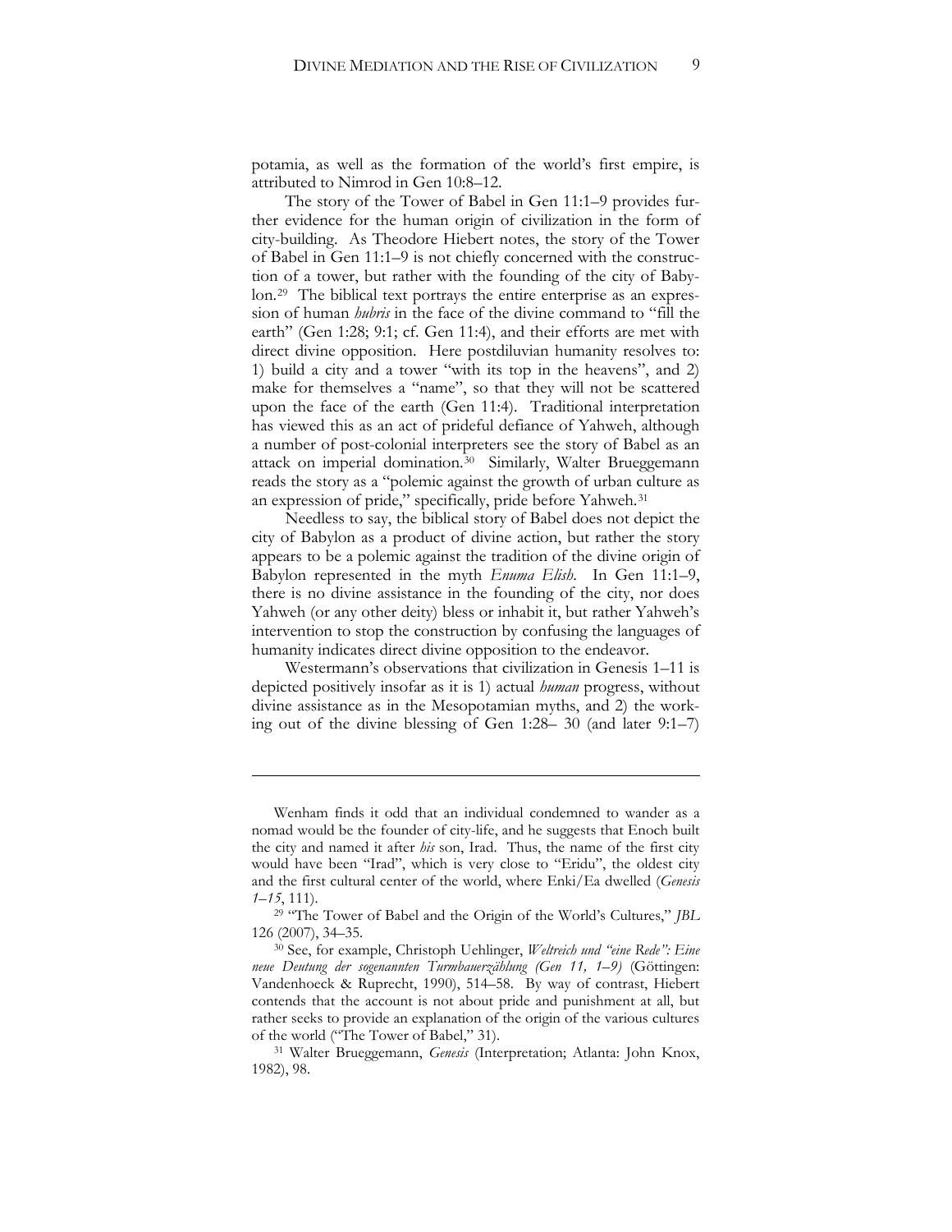potamia, as well as the formation of the world's first empire, is attributed to Nimrod in Gen 10:8–12.

The story of the Tower of Babel in Gen 11:1–9 provides further evidence for the human origin of civilization in the form of city-building. As Theodore Hiebert notes, the story of the Tower of Babel in Gen 11:1–9 is not chiefly concerned with the construction of a tower, but rather with the founding of the city of Babylon.[29] The biblical text portrays the entire enterprise as an expression of human *hubris* in the face of the divine command to "fill the earth" (Gen 1:28; 9:1; cf. Gen 11:4), and their efforts are met with direct divine opposition. Here postdiluvian humanity resolves to: 1) build a city and a tower "with its top in the heavens", and 2) make for themselves a "name", so that they will not be scattered upon the face of the earth (Gen 11:4). Traditional interpretation has viewed this as an act of prideful defiance of Yahweh, although a number of post-colonial interpreters see the story of Babel as an attack on imperial domination.[30] Similarly, Walter Brueggemann reads the story as a "polemic against the growth of urban culture as an expression of pride," specifically, pride before Yahweh.[31]

Needless to say, the biblical story of Babel does not depict the city of Babylon as a product of divine action, but rather the story appears to be a polemic against the tradition of the divine origin of Babylon represented in the myth *Enuma Elish*. In Gen 11:1–9, there is no divine assistance in the founding of the city, nor does Yahweh (or any other deity) bless or inhabit it, but rather Yahweh's intervention to stop the construction by confusing the languages of humanity indicates direct divine opposition to the endeavor.

Westermann's observations that civilization in Genesis 1–11 is depicted positively insofar as it is 1) actual *human* progress, without divine assistance as in the Mesopotamian myths, and 2) the working out of the divine blessing of Gen 1:28– 30 (and later 9:1–7)

---

Wenham finds it odd that an individual condemned to wander as a nomad would be the founder of city-life, and he suggests that Enoch built the city and named it after *his* son, Irad. Thus, the name of the first city would have been "Irad", which is very close to "Eridu", the oldest city and the first cultural center of the world, where Enki/Ea dwelled (*Genesis 1–15*, 111).

[29] "The Tower of Babel and the Origin of the World's Cultures," *JBL* 126 (2007), 34–35.

[30] See, for example, Christoph Uehlinger, *Weltreich und "eine Rede": Eine neue Deutung der sogenannten Turmbauerzählung (Gen 11, 1–9)* (Göttingen: Vandenhoeck & Ruprecht, 1990), 514–58. By way of contrast, Hiebert contends that the account is not about pride and punishment at all, but rather seeks to provide an explanation of the origin of the various cultures of the world ("The Tower of Babel," 31).

[31] Walter Brueggemann, *Genesis* (Interpretation; Atlanta: John Knox, 1982), 98.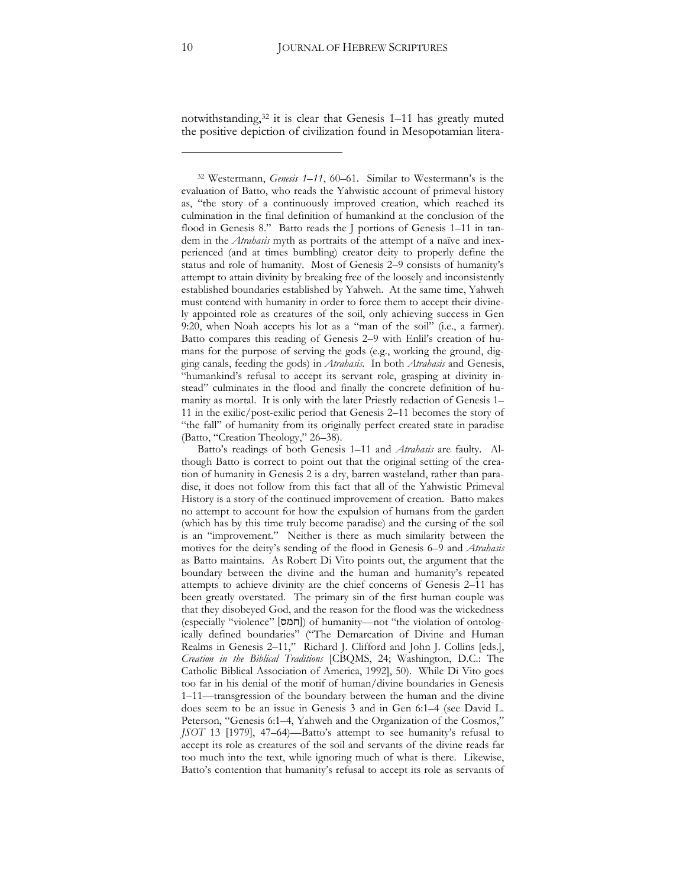notwithstanding,[32] it is clear that Genesis 1–11 has greatly muted the positive depiction of civilization found in Mesopotamian litera-

---

[32] Westermann, *Genesis 1–11*, 60–61. Similar to Westermann's is the evaluation of Batto, who reads the Yahwistic account of primeval history as, "the story of a continuously improved creation, which reached its culmination in the final definition of humankind at the conclusion of the flood in Genesis 8." Batto reads the J portions of Genesis 1–11 in tandem in the *Atrahasis* myth as portraits of the attempt of a naïve and inexperienced (and at times bumbling) creator deity to properly define the status and role of humanity. Most of Genesis 2–9 consists of humanity's attempt to attain divinity by breaking free of the loosely and inconsistently established boundaries established by Yahweh. At the same time, Yahweh must contend with humanity in order to force them to accept their divinely appointed role as creatures of the soil, only achieving success in Gen 9:20, when Noah accepts his lot as a "man of the soil" (i.e., a farmer). Batto compares this reading of Genesis 2–9 with Enlil's creation of humans for the purpose of serving the gods (e.g., working the ground, digging canals, feeding the gods) in *Atrahasis*. In both *Atrahasis* and Genesis, "humankind's refusal to accept its servant role, grasping at divinity instead" culminates in the flood and finally the concrete definition of humanity as mortal. It is only with the later Priestly redaction of Genesis 1–11 in the exilic/post-exilic period that Genesis 2–11 becomes the story of "the fall" of humanity from its originally perfect created state in paradise (Batto, "Creation Theology," 26–38).

Batto's readings of both Genesis 1–11 and *Atrahasis* are faulty. Although Batto is correct to point out that the original setting of the creation of humanity in Genesis 2 is a dry, barren wasteland, rather than paradise, it does not follow from this fact that all of the Yahwistic Primeval History is a story of the continued improvement of creation. Batto makes no attempt to account for how the expulsion of humans from the garden (which has by this time truly become paradise) and the cursing of the soil is an "improvement." Neither is there as much similarity between the motives for the deity's sending of the flood in Genesis 6–9 and *Atrahasis* as Batto maintains. As Robert Di Vito points out, the argument that the boundary between the divine and the human and humanity's repeated attempts to achieve divinity are the chief concerns of Genesis 2–11 has been greatly overstated. The primary sin of the first human couple was that they disobeyed God, and the reason for the flood was the wickedness (especially "violence" [חמס]) of humanity—not "the violation of ontologically defined boundaries" ("The Demarcation of Divine and Human Realms in Genesis 2–11," Richard J. Clifford and John J. Collins [eds.], *Creation in the Biblical Traditions* [CBQMS, 24; Washington, D.C.: The Catholic Biblical Association of America, 1992], 50). While Di Vito goes too far in his denial of the motif of human/divine boundaries in Genesis 1–11—transgression of the boundary between the human and the divine does seem to be an issue in Genesis 3 and in Gen 6:1–4 (see David L. Peterson, "Genesis 6:1–4, Yahweh and the Organization of the Cosmos," *JSOT* 13 [1979], 47–64)—Batto's attempt to see humanity's refusal to accept its role as creatures of the soil and servants of the divine reads far too much into the text, while ignoring much of what is there. Likewise, Batto's contention that humanity's refusal to accept its role as servants of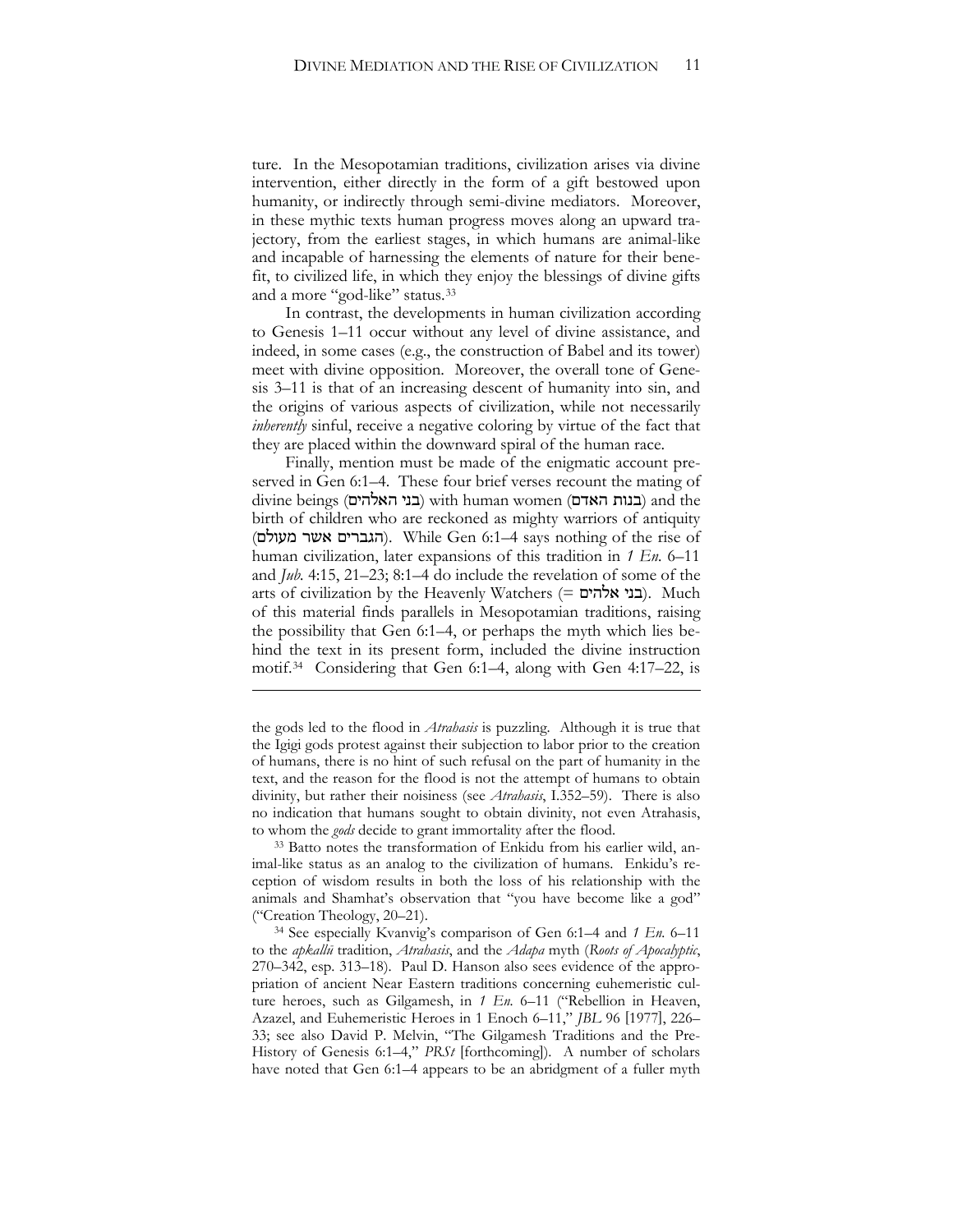ture. In the Mesopotamian traditions, civilization arises via divine intervention, either directly in the form of a gift bestowed upon humanity, or indirectly through semi-divine mediators. Moreover, in these mythic texts human progress moves along an upward trajectory, from the earliest stages, in which humans are animal-like and incapable of harnessing the elements of nature for their benefit, to civilized life, in which they enjoy the blessings of divine gifts and a more "god-like" status.[33]

In contrast, the developments in human civilization according to Genesis 1–11 occur without any level of divine assistance, and indeed, in some cases (e.g., the construction of Babel and its tower) meet with divine opposition. Moreover, the overall tone of Genesis 3–11 is that of an increasing descent of humanity into sin, and the origins of various aspects of civilization, while not necessarily *inherently* sinful, receive a negative coloring by virtue of the fact that they are placed within the downward spiral of the human race.

Finally, mention must be made of the enigmatic account preserved in Gen 6:1–4. These four brief verses recount the mating of divine beings (בני האלהים) with human women (בנות האדם) and the birth of children who are reckoned as mighty warriors of antiquity (הגברים אשר מעולם). While Gen 6:1–4 says nothing of the rise of human civilization, later expansions of this tradition in *1 En.* 6–11 and *Jub.* 4:15, 21–23; 8:1–4 do include the revelation of some of the arts of civilization by the Heavenly Watchers (= בני אלהים). Much of this material finds parallels in Mesopotamian traditions, raising the possibility that Gen 6:1–4, or perhaps the myth which lies behind the text in its present form, included the divine instruction motif.[34] Considering that Gen 6:1–4, along with Gen 4:17–22, is

---

the gods led to the flood in *Atrahasis* is puzzling. Although it is true that the Igigi gods protest against their subjection to labor prior to the creation of humans, there is no hint of such refusal on the part of humanity in the text, and the reason for the flood is not the attempt of humans to obtain divinity, but rather their noisiness (see *Atrahasis*, I.352–59). There is also no indication that humans sought to obtain divinity, not even Atrahasis, to whom the *gods* decide to grant immortality after the flood.

[33] Batto notes the transformation of Enkidu from his earlier wild, animal-like status as an analog to the civilization of humans. Enkidu's reception of wisdom results in both the loss of his relationship with the animals and Shamhat's observation that "you have become like a god" ("Creation Theology, 20–21).

[34] See especially Kvanvig's comparison of Gen 6:1–4 and *1 En.* 6–11 to the *apkallū* tradition, *Atrahasis*, and the *Adapa* myth (*Roots of Apocalyptic*, 270–342, esp. 313–18). Paul D. Hanson also sees evidence of the appropriation of ancient Near Eastern traditions concerning euhemeristic culture heroes, such as Gilgamesh, in *1 En.* 6–11 ("Rebellion in Heaven, Azazel, and Euhemeristic Heroes in 1 Enoch 6–11," *JBL* 96 [1977], 226–33; see also David P. Melvin, "The Gilgamesh Traditions and the Pre-History of Genesis 6:1–4," *PRSt* [forthcoming]). A number of scholars have noted that Gen 6:1–4 appears to be an abridgment of a fuller myth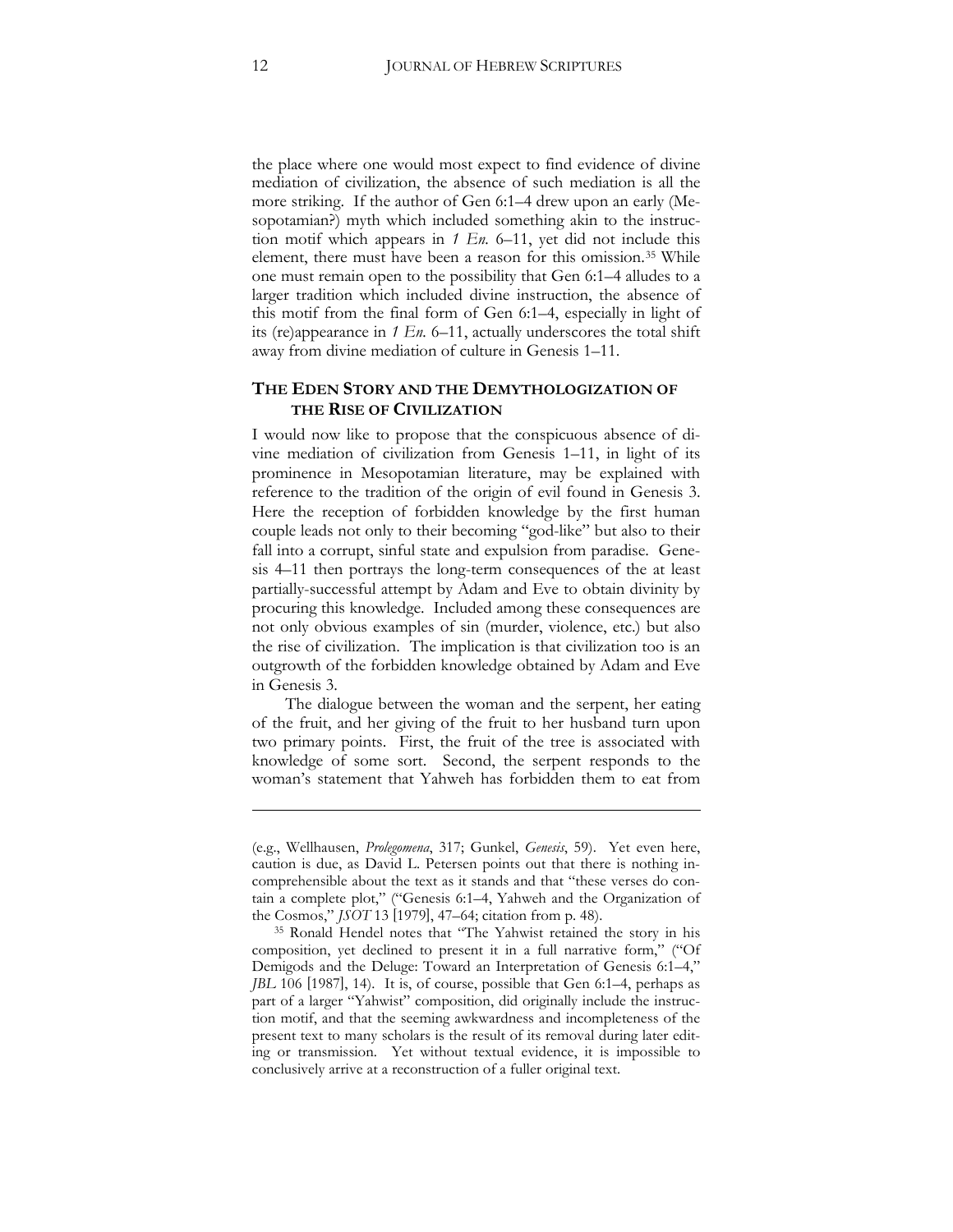the place where one would most expect to find evidence of divine mediation of civilization, the absence of such mediation is all the more striking. If the author of Gen 6:1–4 drew upon an early (Mesopotamian?) myth which included something akin to the instruction motif which appears in *1 En.* 6–11, yet did not include this element, there must have been a reason for this omission.[35] While one must remain open to the possibility that Gen 6:1–4 alludes to a larger tradition which included divine instruction, the absence of this motif from the final form of Gen 6:1–4, especially in light of its (re)appearance in *1 En.* 6–11, actually underscores the total shift away from divine mediation of culture in Genesis 1–11.

## THE EDEN STORY AND THE DEMYTHOLOGIZATION OF THE RISE OF CIVILIZATION

I would now like to propose that the conspicuous absence of divine mediation of civilization from Genesis 1–11, in light of its prominence in Mesopotamian literature, may be explained with reference to the tradition of the origin of evil found in Genesis 3. Here the reception of forbidden knowledge by the first human couple leads not only to their becoming "god-like" but also to their fall into a corrupt, sinful state and expulsion from paradise. Genesis 4–11 then portrays the long-term consequences of the at least partially-successful attempt by Adam and Eve to obtain divinity by procuring this knowledge. Included among these consequences are not only obvious examples of sin (murder, violence, etc.) but also the rise of civilization. The implication is that civilization too is an outgrowth of the forbidden knowledge obtained by Adam and Eve in Genesis 3.

The dialogue between the woman and the serpent, her eating of the fruit, and her giving of the fruit to her husband turn upon two primary points. First, the fruit of the tree is associated with knowledge of some sort. Second, the serpent responds to the woman's statement that Yahweh has forbidden them to eat from

---

(e.g., Wellhausen, *Prolegomena*, 317; Gunkel, *Genesis*, 59). Yet even here, caution is due, as David L. Petersen points out that there is nothing incomprehensible about the text as it stands and that "these verses do contain a complete plot," ("Genesis 6:1–4, Yahweh and the Organization of the Cosmos," *JSOT* 13 [1979], 47–64; citation from p. 48).

[35] Ronald Hendel notes that "The Yahwist retained the story in his composition, yet declined to present it in a full narrative form," ("Of Demigods and the Deluge: Toward an Interpretation of Genesis 6:1–4," *JBL* 106 [1987], 14). It is, of course, possible that Gen 6:1–4, perhaps as part of a larger "Yahwist" composition, did originally include the instruction motif, and that the seeming awkwardness and incompleteness of the present text to many scholars is the result of its removal during later editing or transmission. Yet without textual evidence, it is impossible to conclusively arrive at a reconstruction of a fuller original text.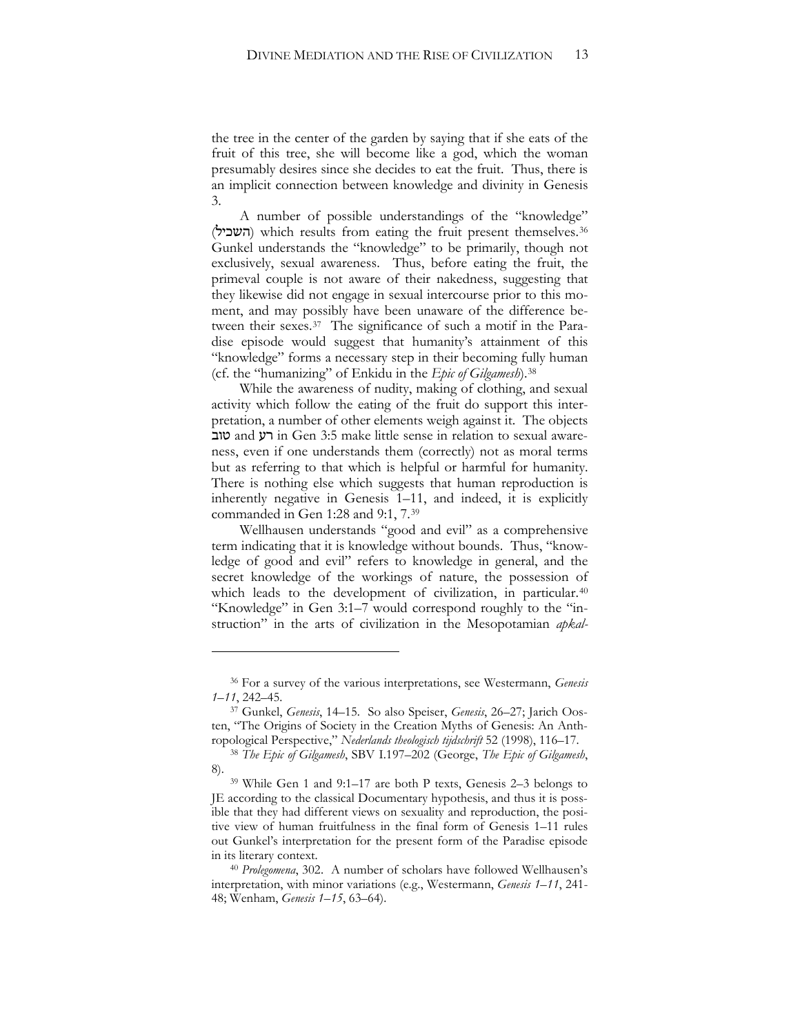the tree in the center of the garden by saying that if she eats of the fruit of this tree, she will become like a god, which the woman presumably desires since she decides to eat the fruit. Thus, there is an implicit connection between knowledge and divinity in Genesis 3.

A number of possible understandings of the "knowledge" (השכיל) which results from eating the fruit present themselves.[36] Gunkel understands the "knowledge" to be primarily, though not exclusively, sexual awareness. Thus, before eating the fruit, the primeval couple is not aware of their nakedness, suggesting that they likewise did not engage in sexual intercourse prior to this moment, and may possibly have been unaware of the difference between their sexes.[37] The significance of such a motif in the Paradise episode would suggest that humanity's attainment of this "knowledge" forms a necessary step in their becoming fully human (cf. the "humanizing" of Enkidu in the *Epic of Gilgamesh*).[38]

While the awareness of nudity, making of clothing, and sexual activity which follow the eating of the fruit do support this interpretation, a number of other elements weigh against it. The objects טוב and רע in Gen 3:5 make little sense in relation to sexual awareness, even if one understands them (correctly) not as moral terms but as referring to that which is helpful or harmful for humanity. There is nothing else which suggests that human reproduction is inherently negative in Genesis 1–11, and indeed, it is explicitly commanded in Gen 1:28 and 9:1, 7.[39]

Wellhausen understands "good and evil" as a comprehensive term indicating that it is knowledge without bounds. Thus, "knowledge of good and evil" refers to knowledge in general, and the secret knowledge of the workings of nature, the possession of which leads to the development of civilization, in particular.[40] "Knowledge" in Gen 3:1–7 would correspond roughly to the "instruction" in the arts of civilization in the Mesopotamian *apkal-*

---

[36] For a survey of the various interpretations, see Westermann, *Genesis 1–11*, 242–45.

[37] Gunkel, *Genesis*, 14–15. So also Speiser, *Genesis*, 26–27; Jarich Oosten, "The Origins of Society in the Creation Myths of Genesis: An Anthropological Perspective," *Nederlands theologisch tijdschrift* 52 (1998), 116–17.

[38] *The Epic of Gilgamesh*, SBV I.197–202 (George, *The Epic of Gilgamesh*, 8).

[39] While Gen 1 and 9:1–17 are both P texts, Genesis 2–3 belongs to JE according to the classical Documentary hypothesis, and thus it is possible that they had different views on sexuality and reproduction, the positive view of human fruitfulness in the final form of Genesis 1–11 rules out Gunkel's interpretation for the present form of the Paradise episode in its literary context.

[40] *Prolegomena*, 302. A number of scholars have followed Wellhausen's interpretation, with minor variations (e.g., Westermann, *Genesis 1–11*, 241-48; Wenham, *Genesis 1–15*, 63–64).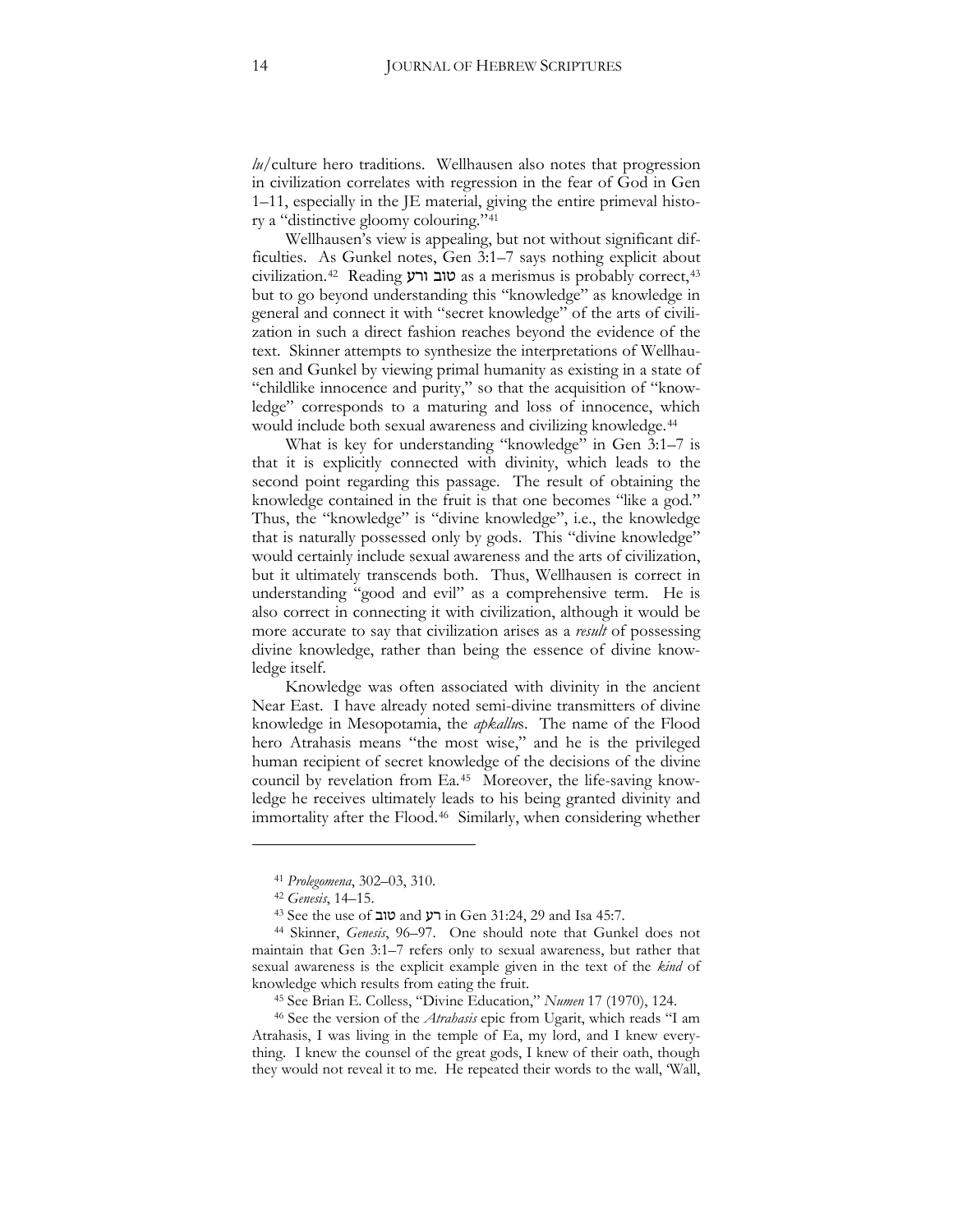*lu*/culture hero traditions. Wellhausen also notes that progression in civilization correlates with regression in the fear of God in Gen 1–11, especially in the JE material, giving the entire primeval history a "distinctive gloomy colouring."[41]

Wellhausen's view is appealing, but not without significant difficulties. As Gunkel notes, Gen 3:1–7 says nothing explicit about civilization.[42] Reading טוב ורע as a merismus is probably correct,[43] but to go beyond understanding this "knowledge" as knowledge in general and connect it with "secret knowledge" of the arts of civilization in such a direct fashion reaches beyond the evidence of the text. Skinner attempts to synthesize the interpretations of Wellhausen and Gunkel by viewing primal humanity as existing in a state of "childlike innocence and purity," so that the acquisition of "knowledge" corresponds to a maturing and loss of innocence, which would include both sexual awareness and civilizing knowledge.[44]

What is key for understanding "knowledge" in Gen 3:1–7 is that it is explicitly connected with divinity, which leads to the second point regarding this passage. The result of obtaining the knowledge contained in the fruit is that one becomes "like a god." Thus, the "knowledge" is "divine knowledge", i.e., the knowledge that is naturally possessed only by gods. This "divine knowledge" would certainly include sexual awareness and the arts of civilization, but it ultimately transcends both. Thus, Wellhausen is correct in understanding "good and evil" as a comprehensive term. He is also correct in connecting it with civilization, although it would be more accurate to say that civilization arises as a *result* of possessing divine knowledge, rather than being the essence of divine knowledge itself.

Knowledge was often associated with divinity in the ancient Near East. I have already noted semi-divine transmitters of divine knowledge in Mesopotamia, the *apkallu*s. The name of the Flood hero Atrahasis means "the most wise," and he is the privileged human recipient of secret knowledge of the decisions of the divine council by revelation from Ea.[45] Moreover, the life-saving knowledge he receives ultimately leads to his being granted divinity and immortality after the Flood.[46] Similarly, when considering whether

---

[41] *Prolegomena*, 302–03, 310.

[42] *Genesis*, 14–15.

[43] See the use of טוב and רע in Gen 31:24, 29 and Isa 45:7.

[44] Skinner, *Genesis*, 96–97. One should note that Gunkel does not maintain that Gen 3:1–7 refers only to sexual awareness, but rather that sexual awareness is the explicit example given in the text of the *kind* of knowledge which results from eating the fruit.

[45] See Brian E. Colless, "Divine Education," *Numen* 17 (1970), 124.

[46] See the version of the *Atrahasis* epic from Ugarit, which reads "I am Atrahasis, I was living in the temple of Ea, my lord, and I knew everything. I knew the counsel of the great gods, I knew of their oath, though they would not reveal it to me. He repeated their words to the wall, 'Wall,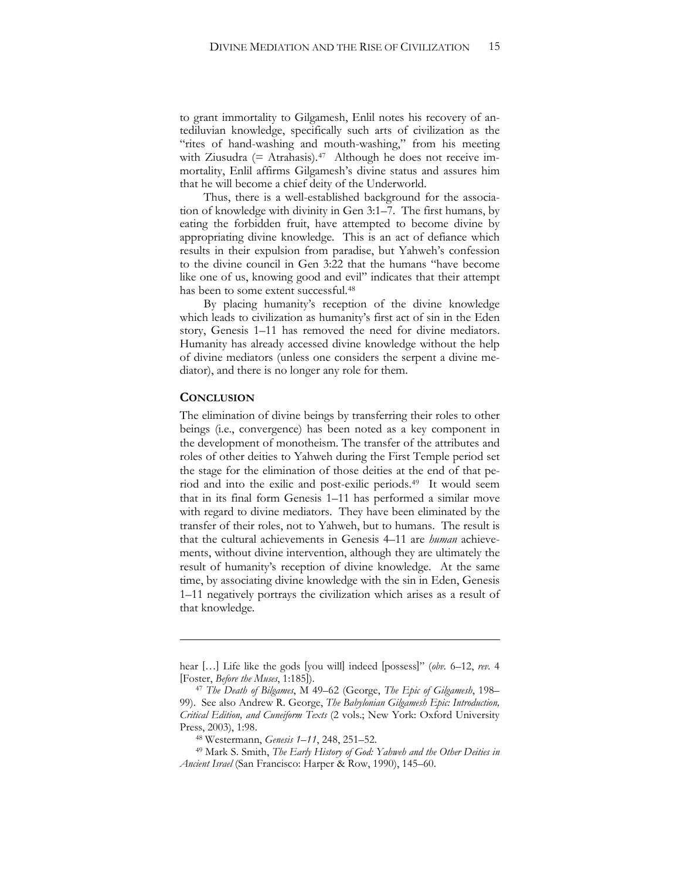to grant immortality to Gilgamesh, Enlil notes his recovery of antediluvian knowledge, specifically such arts of civilization as the "rites of hand-washing and mouth-washing," from his meeting with Ziusudra (= Atrahasis).[47] Although he does not receive immortality, Enlil affirms Gilgamesh's divine status and assures him that he will become a chief deity of the Underworld.

Thus, there is a well-established background for the association of knowledge with divinity in Gen 3:1–7. The first humans, by eating the forbidden fruit, have attempted to become divine by appropriating divine knowledge. This is an act of defiance which results in their expulsion from paradise, but Yahweh's confession to the divine council in Gen 3:22 that the humans "have become like one of us, knowing good and evil" indicates that their attempt has been to some extent successful.[48]

By placing humanity's reception of the divine knowledge which leads to civilization as humanity's first act of sin in the Eden story, Genesis 1–11 has removed the need for divine mediators. Humanity has already accessed divine knowledge without the help of divine mediators (unless one considers the serpent a divine mediator), and there is no longer any role for them.

## CONCLUSION

The elimination of divine beings by transferring their roles to other beings (i.e., convergence) has been noted as a key component in the development of monotheism. The transfer of the attributes and roles of other deities to Yahweh during the First Temple period set the stage for the elimination of those deities at the end of that period and into the exilic and post-exilic periods.[49] It would seem that in its final form Genesis 1–11 has performed a similar move with regard to divine mediators. They have been eliminated by the transfer of their roles, not to Yahweh, but to humans. The result is that the cultural achievements in Genesis 4–11 are *human* achievements, without divine intervention, although they are ultimately the result of humanity's reception of divine knowledge. At the same time, by associating divine knowledge with the sin in Eden, Genesis 1–11 negatively portrays the civilization which arises as a result of that knowledge.

---

hear […] Life like the gods [you will] indeed [possess]" (*obv.* 6–12, *rev.* 4 [Foster, *Before the Muses*, 1:185]).

[47] *The Death of Bilgames*, M 49–62 (George, *The Epic of Gilgamesh*, 198–99). See also Andrew R. George, *The Babylonian Gilgamesh Epic: Introduction, Critical Edition, and Cuneiform Texts* (2 vols.; New York: Oxford University Press, 2003), 1:98.

[48] Westermann, *Genesis 1–11*, 248, 251–52.

[49] Mark S. Smith, *The Early History of God: Yahweh and the Other Deities in Ancient Israel* (San Francisco: Harper & Row, 1990), 145–60.